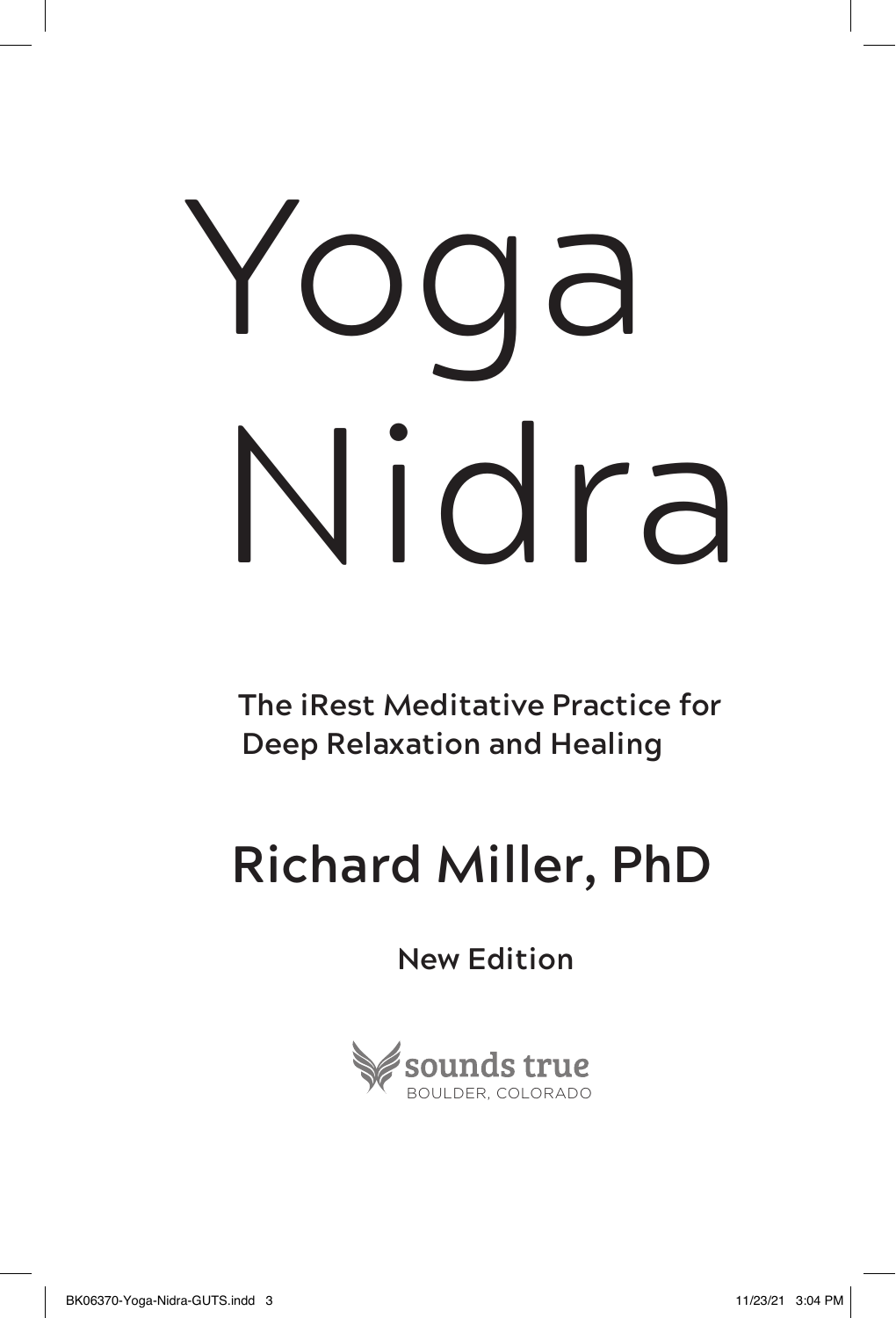# Yoga Nidra

## The iRest Meditative Practice for Deep Relaxation and Healing

## Richard Miller, PhD

New Edition

sounds true
BOULDER, COLORADO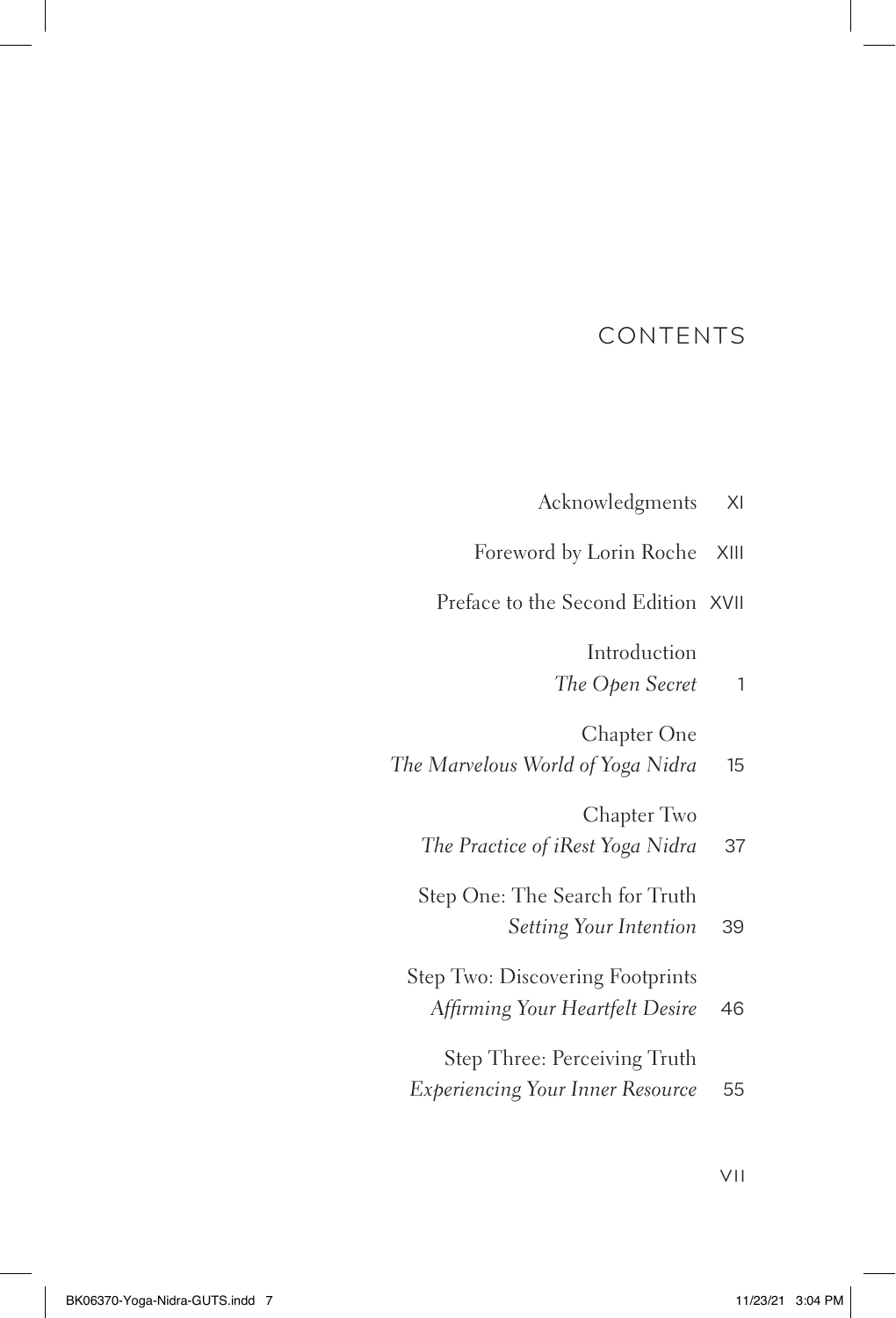# CONTENTS

Acknowledgments XI

Foreword by Lorin Roche XIII

Preface to the Second Edition XVII

Introduction
*The Open Secret* 1

Chapter One
*The Marvelous World of Yoga Nidra* 15

Chapter Two
*The Practice of iRest Yoga Nidra* 37

Step One: The Search for Truth
*Setting Your Intention* 39

Step Two: Discovering Footprints
*Affirming Your Heartfelt Desire* 46

Step Three: Perceiving Truth
*Experiencing Your Inner Resource* 55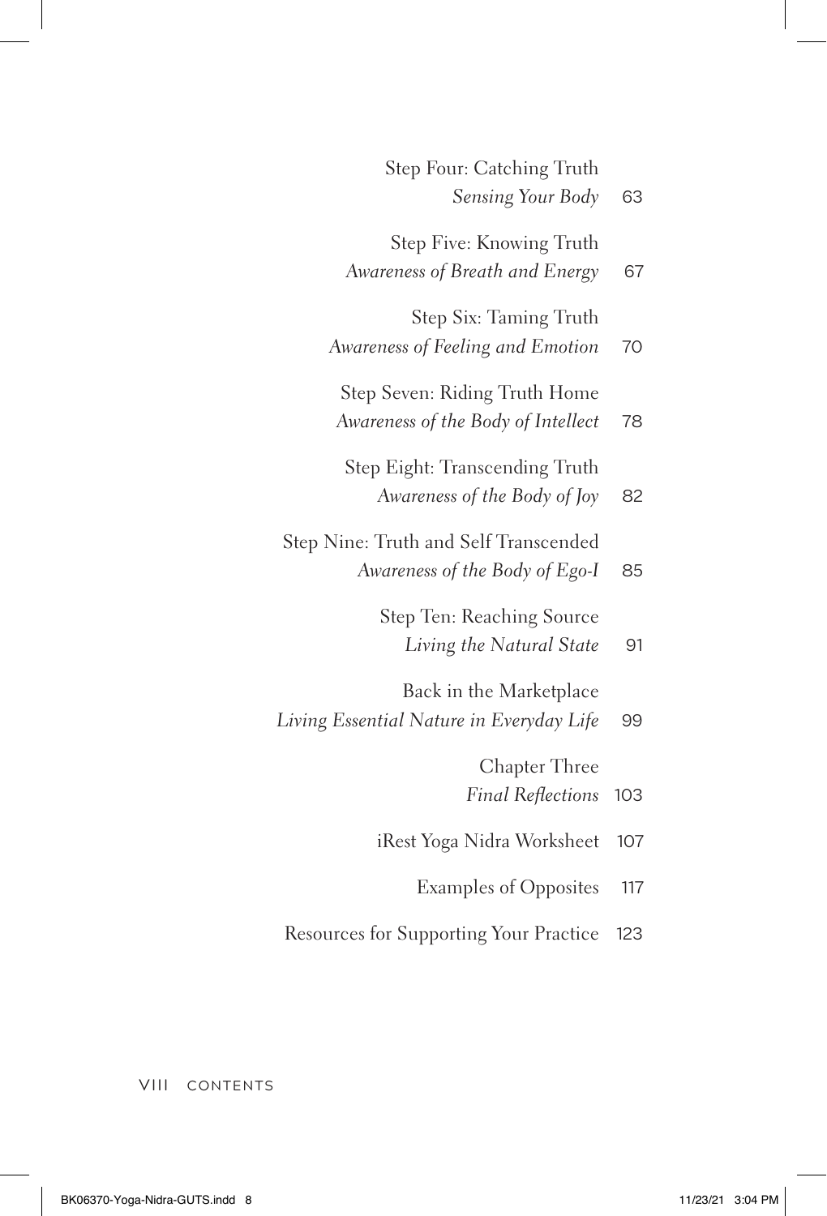Step Four: Catching Truth
*Sensing Your Body* 63

Step Five: Knowing Truth
*Awareness of Breath and Energy* 67

Step Six: Taming Truth
*Awareness of Feeling and Emotion* 70

Step Seven: Riding Truth Home
*Awareness of the Body of Intellect* 78

Step Eight: Transcending Truth
*Awareness of the Body of Joy* 82

Step Nine: Truth and Self Transcended
*Awareness of the Body of Ego-I* 85

Step Ten: Reaching Source
*Living the Natural State* 91

Back in the Marketplace
*Living Essential Nature in Everyday Life* 99

Chapter Three
*Final Reflections* 103

iRest Yoga Nidra Worksheet 107

Examples of Opposites 117

Resources for Supporting Your Practice 123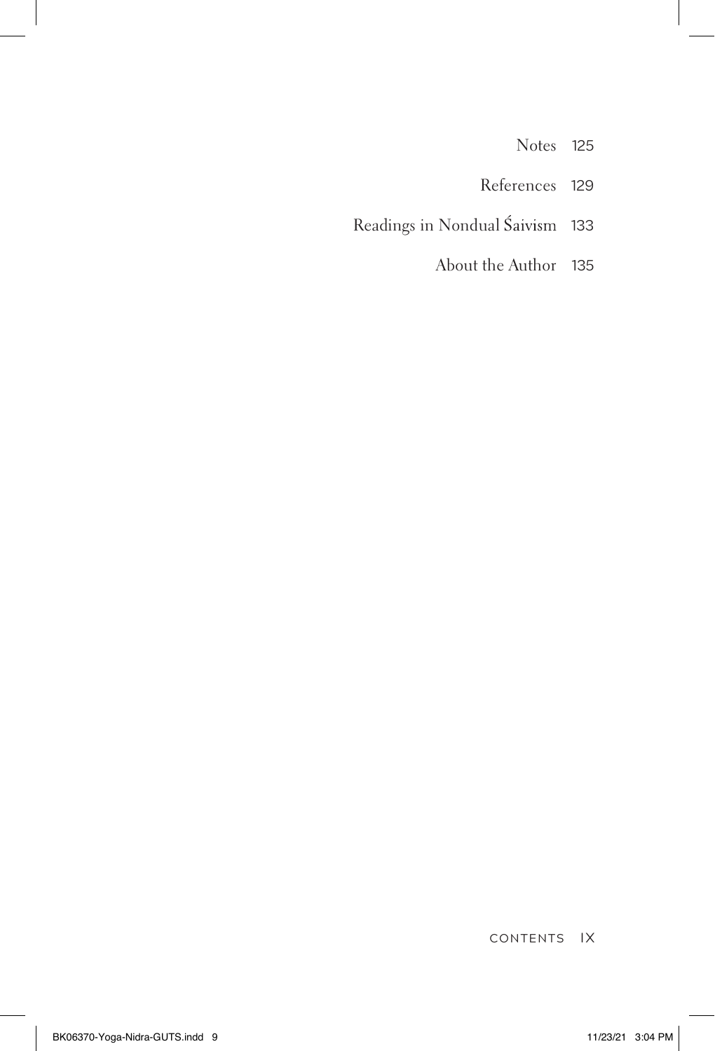Notes 125

References 129

Readings in Nondual Śaivism 133

About the Author 135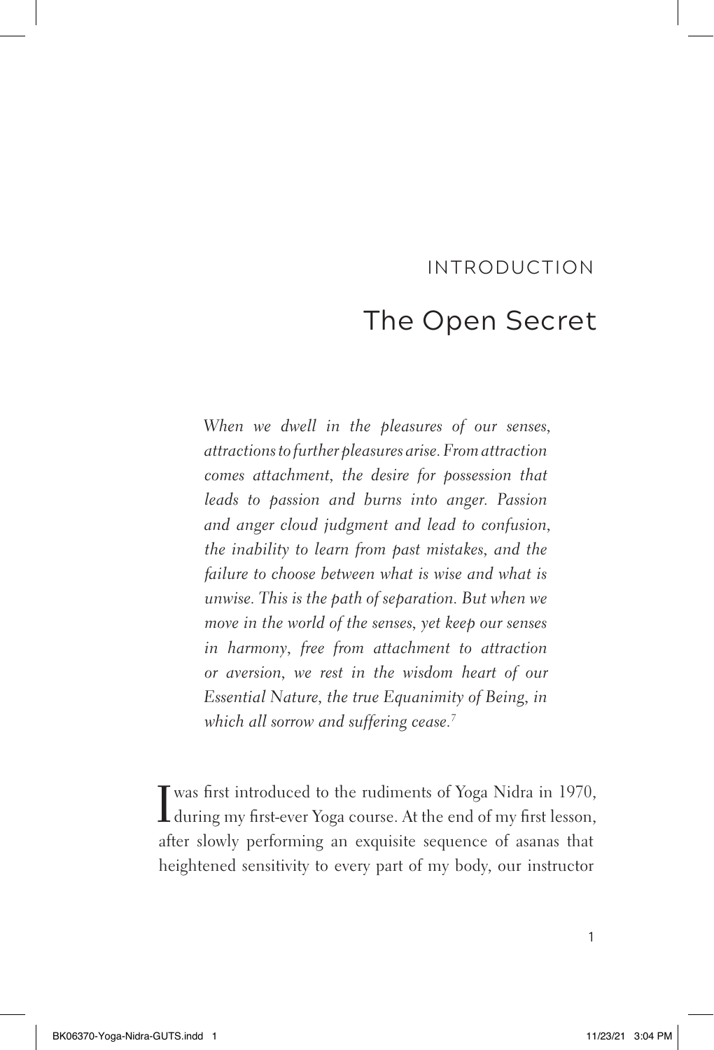# INTRODUCTION

## The Open Secret

> *When we dwell in the pleasures of our senses, attractions to further pleasures arise. From attraction comes attachment, the desire for possession that leads to passion and burns into anger. Passion and anger cloud judgment and lead to confusion, the inability to learn from past mistakes, and the failure to choose between what is wise and what is unwise. This is the path of separation. But when we move in the world of the senses, yet keep our senses in harmony, free from attachment to attraction or aversion, we rest in the wisdom heart of our Essential Nature, the true Equanimity of Being, in which all sorrow and suffering cease.*[7]

I was first introduced to the rudiments of Yoga Nidra in 1970, during my first-ever Yoga course. At the end of my first lesson, after slowly performing an exquisite sequence of asanas that heightened sensitivity to every part of my body, our instructor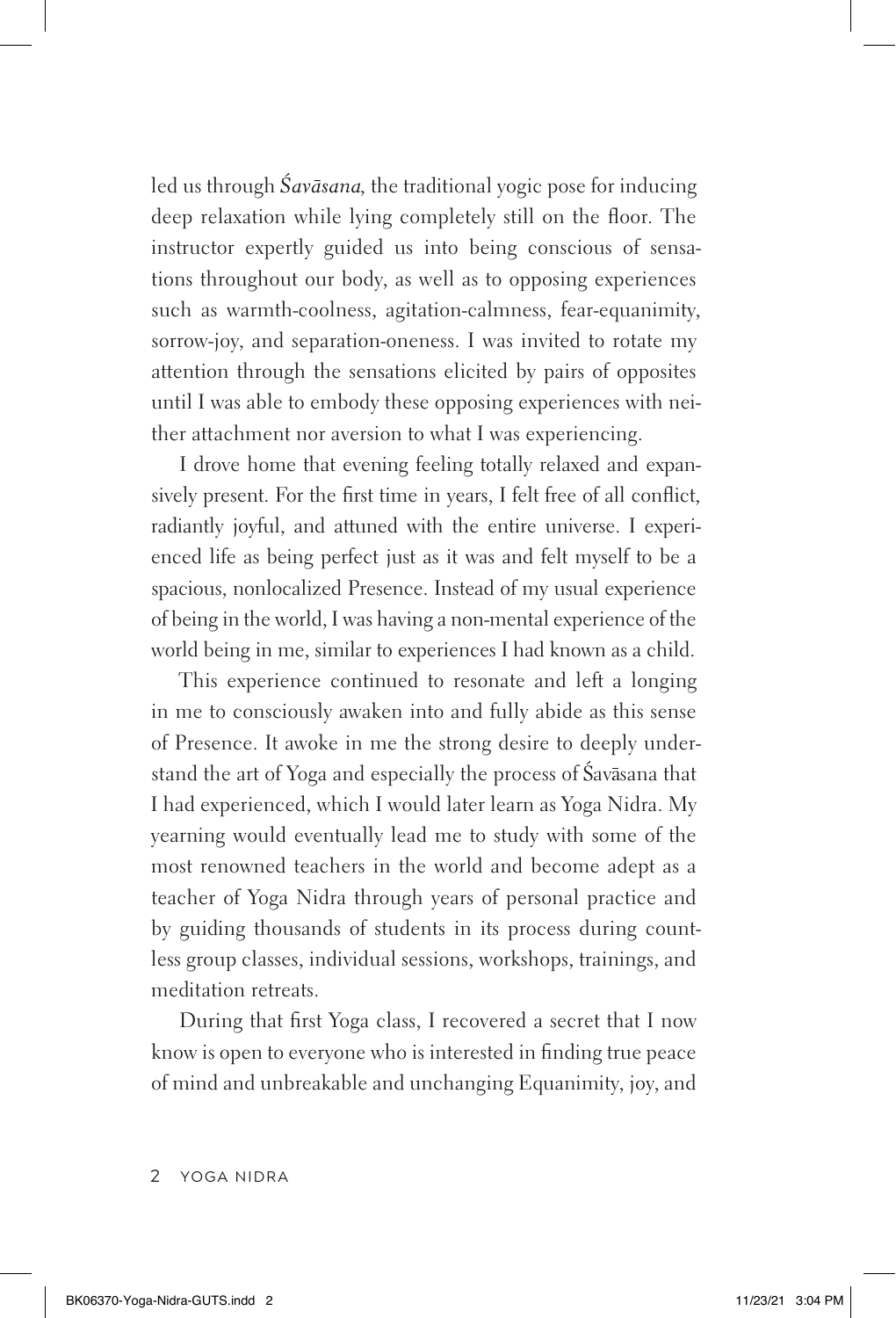led us through *Śavāsana*, the traditional yogic pose for inducing deep relaxation while lying completely still on the floor. The instructor expertly guided us into being conscious of sensations throughout our body, as well as to opposing experiences such as warmth-coolness, agitation-calmness, fear-equanimity, sorrow-joy, and separation-oneness. I was invited to rotate my attention through the sensations elicited by pairs of opposites until I was able to embody these opposing experiences with neither attachment nor aversion to what I was experiencing.

I drove home that evening feeling totally relaxed and expansively present. For the first time in years, I felt free of all conflict, radiantly joyful, and attuned with the entire universe. I experienced life as being perfect just as it was and felt myself to be a spacious, nonlocalized Presence. Instead of my usual experience of being in the world, I was having a non-mental experience of the world being in me, similar to experiences I had known as a child.

This experience continued to resonate and left a longing in me to consciously awaken into and fully abide as this sense of Presence. It awoke in me the strong desire to deeply understand the art of Yoga and especially the process of Śavāsana that I had experienced, which I would later learn as Yoga Nidra. My yearning would eventually lead me to study with some of the most renowned teachers in the world and become adept as a teacher of Yoga Nidra through years of personal practice and by guiding thousands of students in its process during countless group classes, individual sessions, workshops, trainings, and meditation retreats.

During that first Yoga class, I recovered a secret that I now know is open to everyone who is interested in finding true peace of mind and unbreakable and unchanging Equanimity, joy, and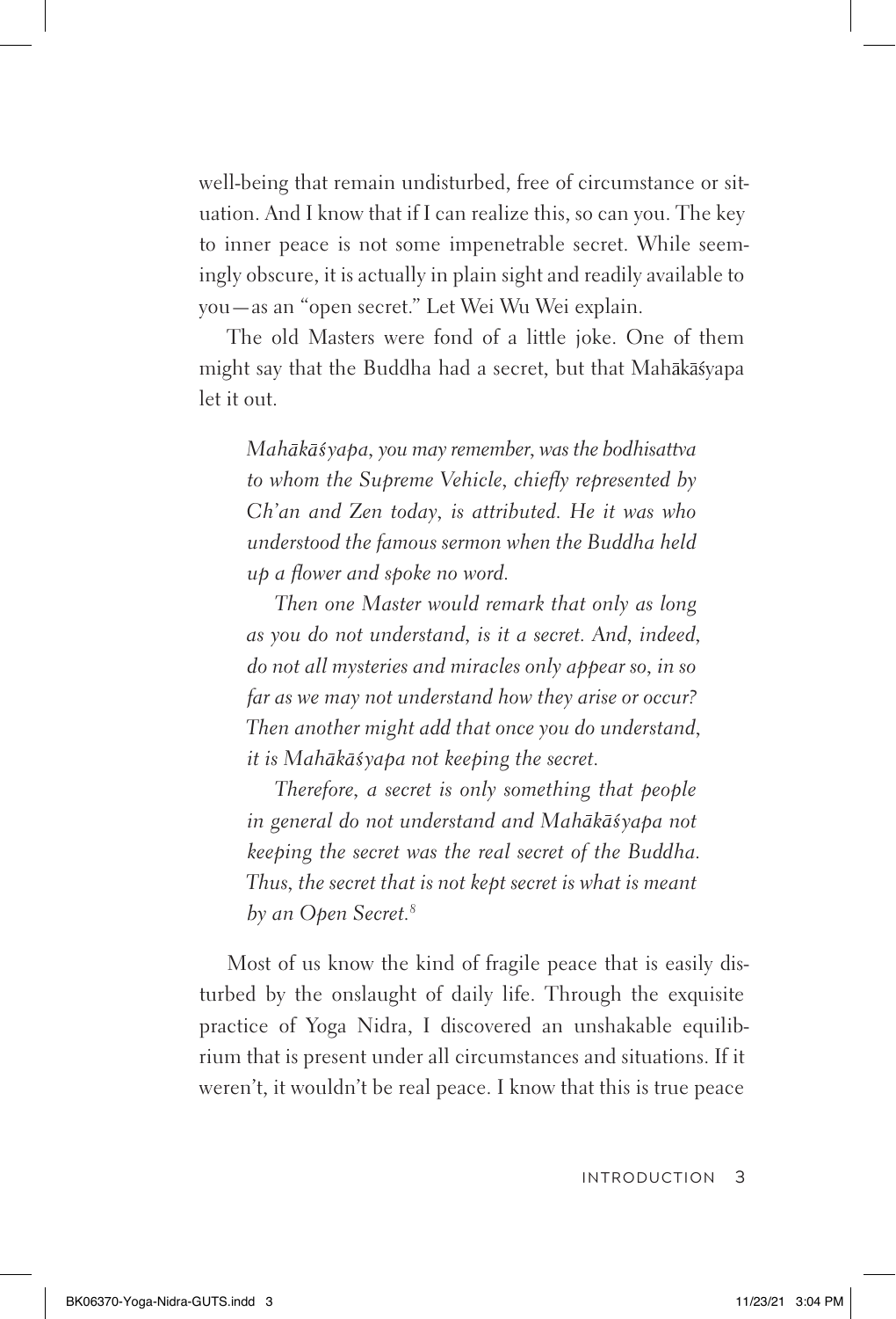well-being that remain undisturbed, free of circumstance or situation. And I know that if I can realize this, so can you. The key to inner peace is not some impenetrable secret. While seemingly obscure, it is actually in plain sight and readily available to you—as an "open secret." Let Wei Wu Wei explain.

The old Masters were fond of a little joke. One of them might say that the Buddha had a secret, but that Mahākāśyapa let it out.

> *Mahākāśyapa, you may remember, was the bodhisattva to whom the Supreme Vehicle, chiefly represented by Ch'an and Zen today, is attributed. He it was who understood the famous sermon when the Buddha held up a flower and spoke no word.*
>
> *Then one Master would remark that only as long as you do not understand, is it a secret. And, indeed, do not all mysteries and miracles only appear so, in so far as we may not understand how they arise or occur? Then another might add that once you do understand, it is Mahākāśyapa not keeping the secret.*
>
> *Therefore, a secret is only something that people in general do not understand and Mahākāśyapa not keeping the secret was the real secret of the Buddha. Thus, the secret that is not kept secret is what is meant by an Open Secret.*[8]

Most of us know the kind of fragile peace that is easily disturbed by the onslaught of daily life. Through the exquisite practice of Yoga Nidra, I discovered an unshakable equilibrium that is present under all circumstances and situations. If it weren't, it wouldn't be real peace. I know that this is true peace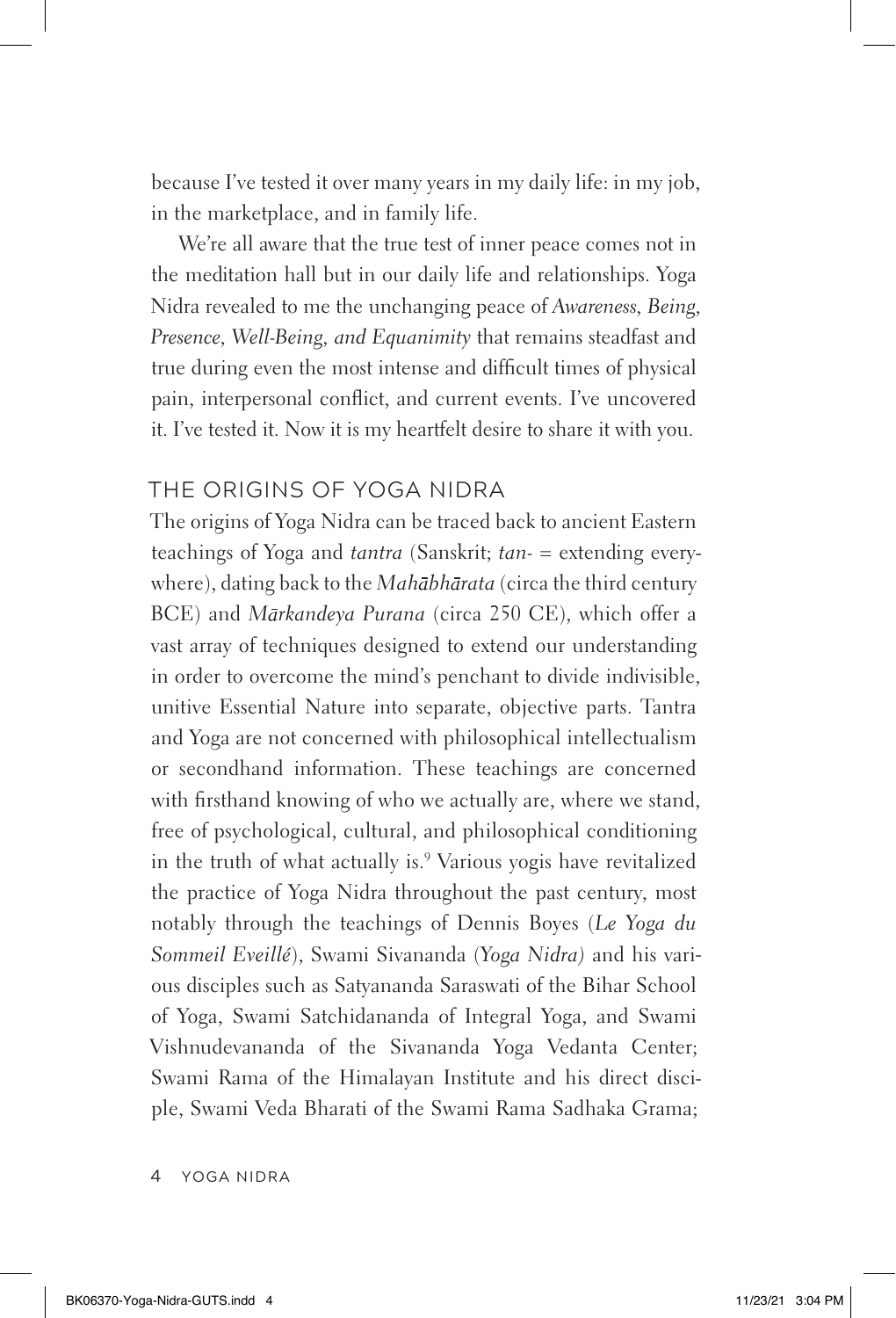because I've tested it over many years in my daily life: in my job, in the marketplace, and in family life.

We're all aware that the true test of inner peace comes not in the meditation hall but in our daily life and relationships. Yoga Nidra revealed to me the unchanging peace of *Awareness, Being, Presence, Well-Being, and Equanimity* that remains steadfast and true during even the most intense and difficult times of physical pain, interpersonal conflict, and current events. I've uncovered it. I've tested it. Now it is my heartfelt desire to share it with you.

## THE ORIGINS OF YOGA NIDRA

The origins of Yoga Nidra can be traced back to ancient Eastern teachings of Yoga and *tantra* (Sanskrit; *tan-* = extending everywhere), dating back to the *Mahābhārata* (circa the third century BCE) and *Mārkandeya Purana* (circa 250 CE), which offer a vast array of techniques designed to extend our understanding in order to overcome the mind's penchant to divide indivisible, unitive Essential Nature into separate, objective parts. Tantra and Yoga are not concerned with philosophical intellectualism or secondhand information. These teachings are concerned with firsthand knowing of who we actually are, where we stand, free of psychological, cultural, and philosophical conditioning in the truth of what actually is.[9] Various yogis have revitalized the practice of Yoga Nidra throughout the past century, most notably through the teachings of Dennis Boyes (*Le Yoga du Sommeil Eveillé*), Swami Sivananda (*Yoga Nidra)* and his various disciples such as Satyananda Saraswati of the Bihar School of Yoga, Swami Satchidananda of Integral Yoga, and Swami Vishnudevananda of the Sivananda Yoga Vedanta Center; Swami Rama of the Himalayan Institute and his direct disciple, Swami Veda Bharati of the Swami Rama Sadhaka Grama;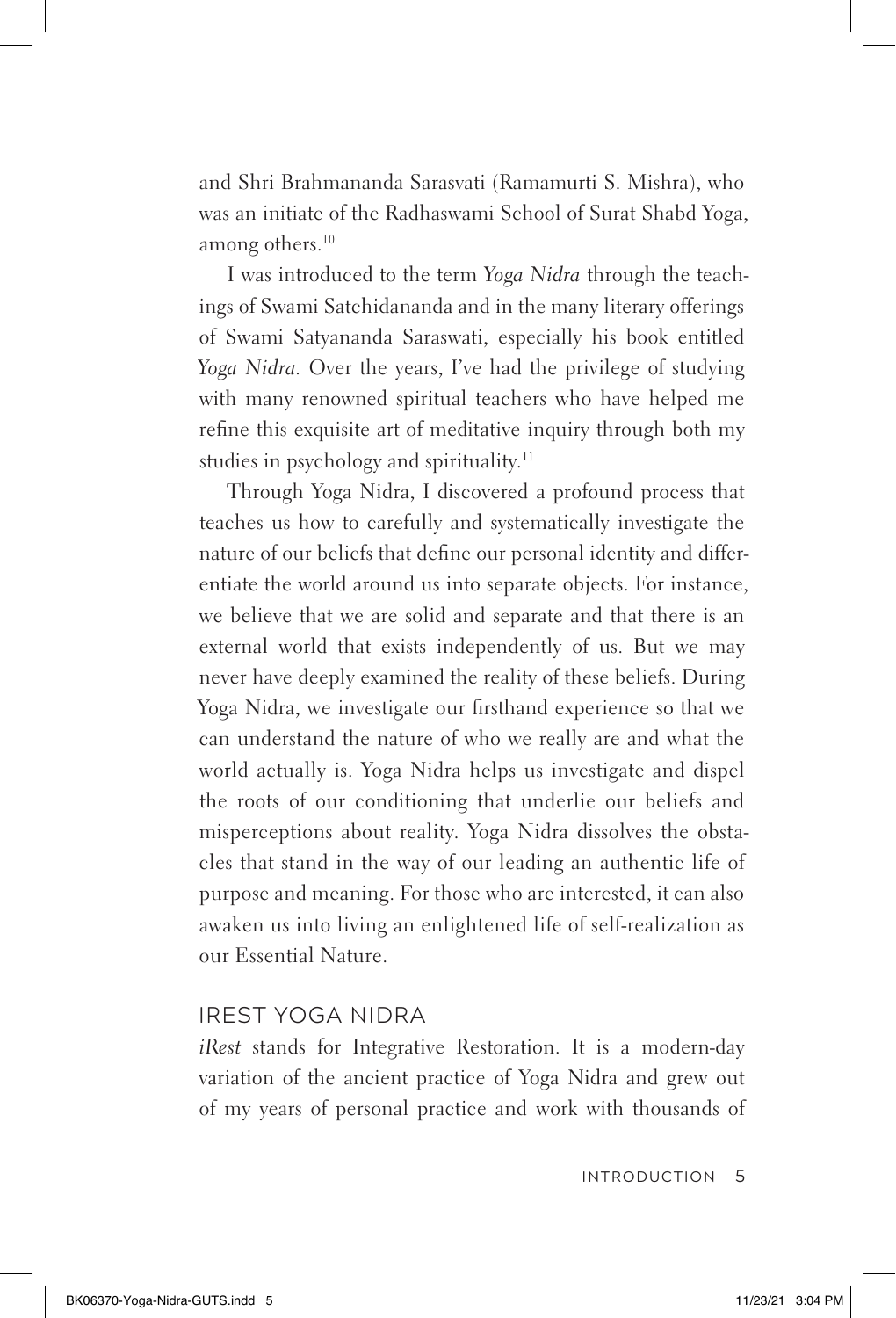and Shri Brahmananda Sarasvati (Ramamurti S. Mishra), who was an initiate of the Radhaswami School of Surat Shabd Yoga, among others.[10]

I was introduced to the term *Yoga Nidra* through the teachings of Swami Satchidananda and in the many literary offerings of Swami Satyananda Saraswati, especially his book entitled *Yoga Nidra*. Over the years, I've had the privilege of studying with many renowned spiritual teachers who have helped me refine this exquisite art of meditative inquiry through both my studies in psychology and spirituality.[11]

Through Yoga Nidra, I discovered a profound process that teaches us how to carefully and systematically investigate the nature of our beliefs that define our personal identity and differentiate the world around us into separate objects. For instance, we believe that we are solid and separate and that there is an external world that exists independently of us. But we may never have deeply examined the reality of these beliefs. During Yoga Nidra, we investigate our firsthand experience so that we can understand the nature of who we really are and what the world actually is. Yoga Nidra helps us investigate and dispel the roots of our conditioning that underlie our beliefs and misperceptions about reality. Yoga Nidra dissolves the obstacles that stand in the way of our leading an authentic life of purpose and meaning. For those who are interested, it can also awaken us into living an enlightened life of self-realization as our Essential Nature.

## IREST YOGA NIDRA

*iRest* stands for Integrative Restoration. It is a modern-day variation of the ancient practice of Yoga Nidra and grew out of my years of personal practice and work with thousands of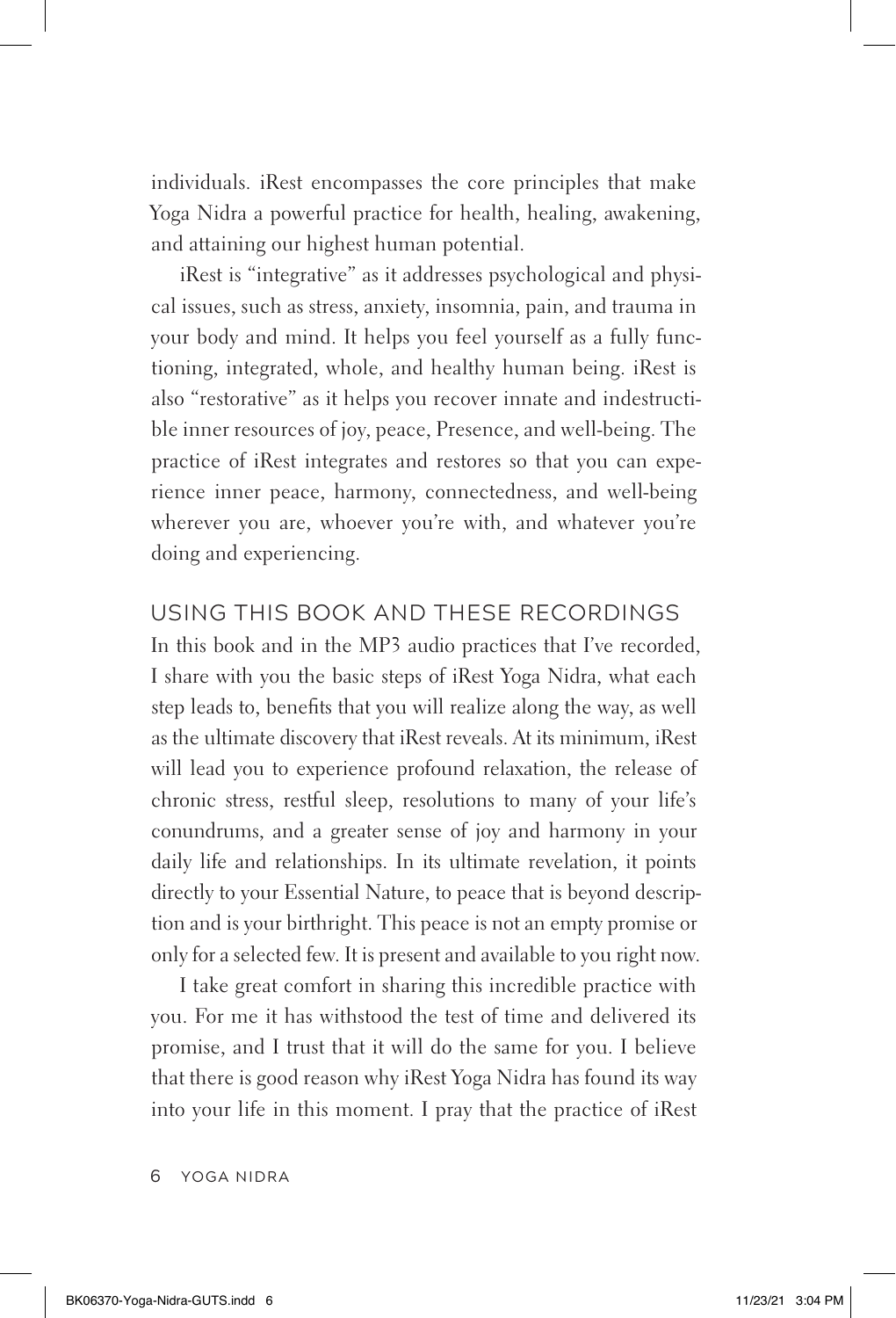individuals. iRest encompasses the core principles that make Yoga Nidra a powerful practice for health, healing, awakening, and attaining our highest human potential.

iRest is "integrative" as it addresses psychological and physical issues, such as stress, anxiety, insomnia, pain, and trauma in your body and mind. It helps you feel yourself as a fully functioning, integrated, whole, and healthy human being. iRest is also "restorative" as it helps you recover innate and indestructible inner resources of joy, peace, Presence, and well-being. The practice of iRest integrates and restores so that you can experience inner peace, harmony, connectedness, and well-being wherever you are, whoever you're with, and whatever you're doing and experiencing.

## USING THIS BOOK AND THESE RECORDINGS

In this book and in the MP3 audio practices that I've recorded, I share with you the basic steps of iRest Yoga Nidra, what each step leads to, benefits that you will realize along the way, as well as the ultimate discovery that iRest reveals. At its minimum, iRest will lead you to experience profound relaxation, the release of chronic stress, restful sleep, resolutions to many of your life's conundrums, and a greater sense of joy and harmony in your daily life and relationships. In its ultimate revelation, it points directly to your Essential Nature, to peace that is beyond description and is your birthright. This peace is not an empty promise or only for a selected few. It is present and available to you right now.

I take great comfort in sharing this incredible practice with you. For me it has withstood the test of time and delivered its promise, and I trust that it will do the same for you. I believe that there is good reason why iRest Yoga Nidra has found its way into your life in this moment. I pray that the practice of iRest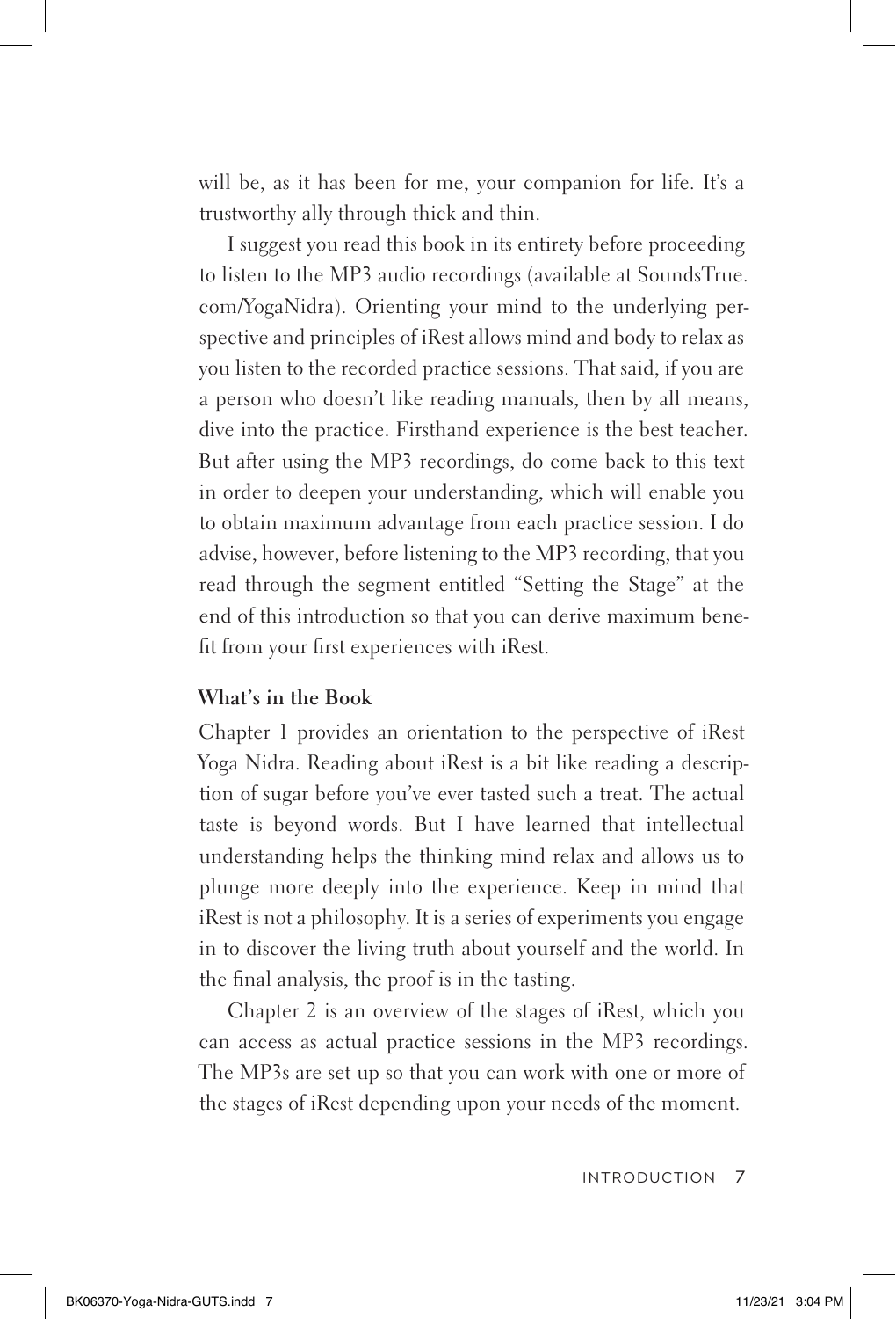will be, as it has been for me, your companion for life. It's a trustworthy ally through thick and thin.

I suggest you read this book in its entirety before proceeding to listen to the MP3 audio recordings (available at SoundsTrue.com/YogaNidra). Orienting your mind to the underlying perspective and principles of iRest allows mind and body to relax as you listen to the recorded practice sessions. That said, if you are a person who doesn't like reading manuals, then by all means, dive into the practice. Firsthand experience is the best teacher. But after using the MP3 recordings, do come back to this text in order to deepen your understanding, which will enable you to obtain maximum advantage from each practice session. I do advise, however, before listening to the MP3 recording, that you read through the segment entitled "Setting the Stage" at the end of this introduction so that you can derive maximum benefit from your first experiences with iRest.

### What's in the Book

Chapter 1 provides an orientation to the perspective of iRest Yoga Nidra. Reading about iRest is a bit like reading a description of sugar before you've ever tasted such a treat. The actual taste is beyond words. But I have learned that intellectual understanding helps the thinking mind relax and allows us to plunge more deeply into the experience. Keep in mind that iRest is not a philosophy. It is a series of experiments you engage in to discover the living truth about yourself and the world. In the final analysis, the proof is in the tasting.

Chapter 2 is an overview of the stages of iRest, which you can access as actual practice sessions in the MP3 recordings. The MP3s are set up so that you can work with one or more of the stages of iRest depending upon your needs of the moment.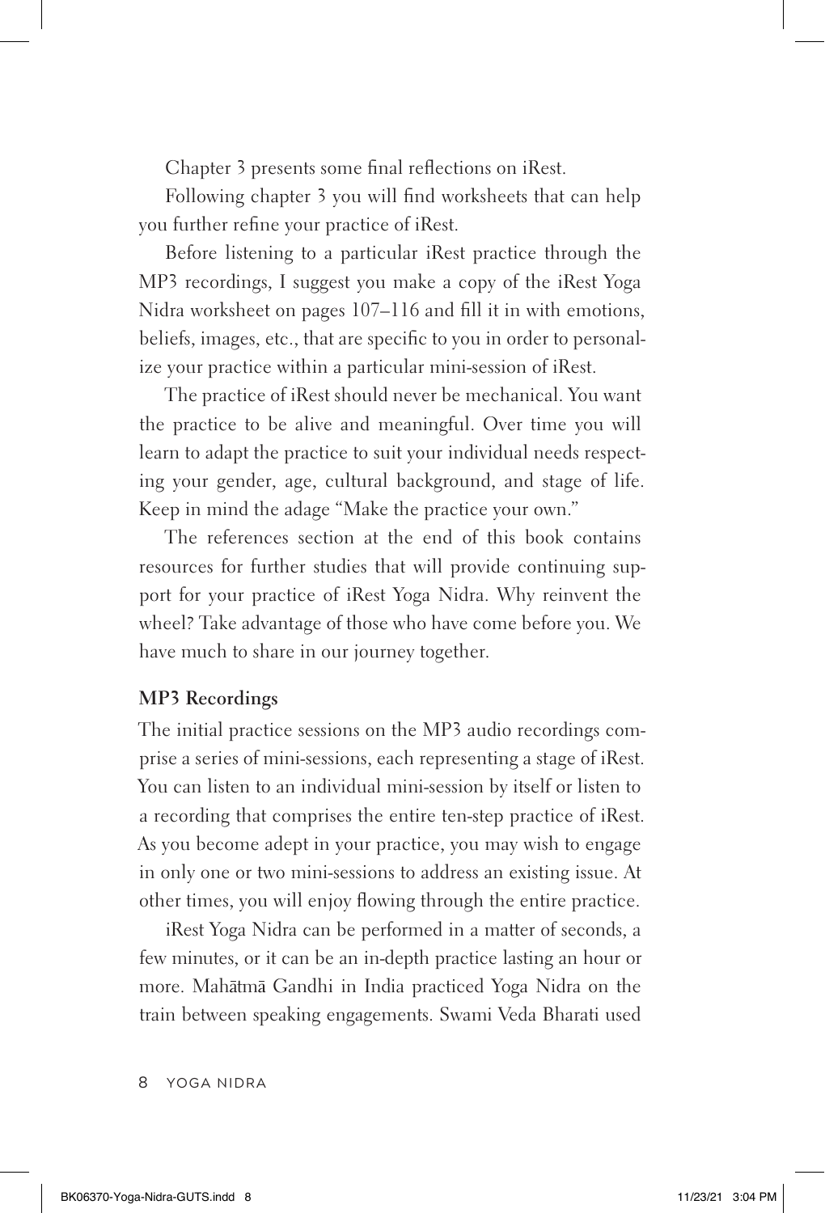Chapter 3 presents some final reflections on iRest.

Following chapter 3 you will find worksheets that can help you further refine your practice of iRest.

Before listening to a particular iRest practice through the MP3 recordings, I suggest you make a copy of the iRest Yoga Nidra worksheet on pages 107–116 and fill it in with emotions, beliefs, images, etc., that are specific to you in order to personalize your practice within a particular mini-session of iRest.

The practice of iRest should never be mechanical. You want the practice to be alive and meaningful. Over time you will learn to adapt the practice to suit your individual needs respecting your gender, age, cultural background, and stage of life. Keep in mind the adage "Make the practice your own."

The references section at the end of this book contains resources for further studies that will provide continuing support for your practice of iRest Yoga Nidra. Why reinvent the wheel? Take advantage of those who have come before you. We have much to share in our journey together.

### MP3 Recordings

The initial practice sessions on the MP3 audio recordings comprise a series of mini-sessions, each representing a stage of iRest. You can listen to an individual mini-session by itself or listen to a recording that comprises the entire ten-step practice of iRest. As you become adept in your practice, you may wish to engage in only one or two mini-sessions to address an existing issue. At other times, you will enjoy flowing through the entire practice.

iRest Yoga Nidra can be performed in a matter of seconds, a few minutes, or it can be an in-depth practice lasting an hour or more. Mahātmā Gandhi in India practiced Yoga Nidra on the train between speaking engagements. Swami Veda Bharati used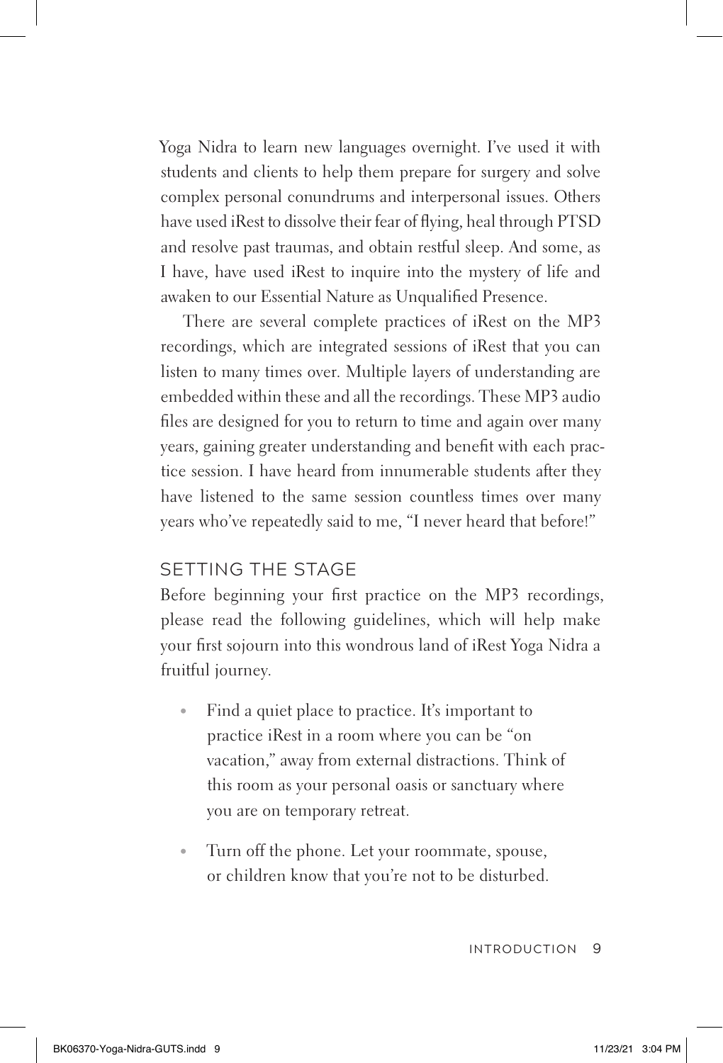Yoga Nidra to learn new languages overnight. I've used it with students and clients to help them prepare for surgery and solve complex personal conundrums and interpersonal issues. Others have used iRest to dissolve their fear of flying, heal through PTSD and resolve past traumas, and obtain restful sleep. And some, as I have, have used iRest to inquire into the mystery of life and awaken to our Essential Nature as Unqualified Presence.

There are several complete practices of iRest on the MP3 recordings, which are integrated sessions of iRest that you can listen to many times over. Multiple layers of understanding are embedded within these and all the recordings. These MP3 audio files are designed for you to return to time and again over many years, gaining greater understanding and benefit with each practice session. I have heard from innumerable students after they have listened to the same session countless times over many years who've repeatedly said to me, "I never heard that before!"

## SETTING THE STAGE

Before beginning your first practice on the MP3 recordings, please read the following guidelines, which will help make your first sojourn into this wondrous land of iRest Yoga Nidra a fruitful journey.

- Find a quiet place to practice. It's important to practice iRest in a room where you can be "on vacation," away from external distractions. Think of this room as your personal oasis or sanctuary where you are on temporary retreat.
- Turn off the phone. Let your roommate, spouse, or children know that you're not to be disturbed.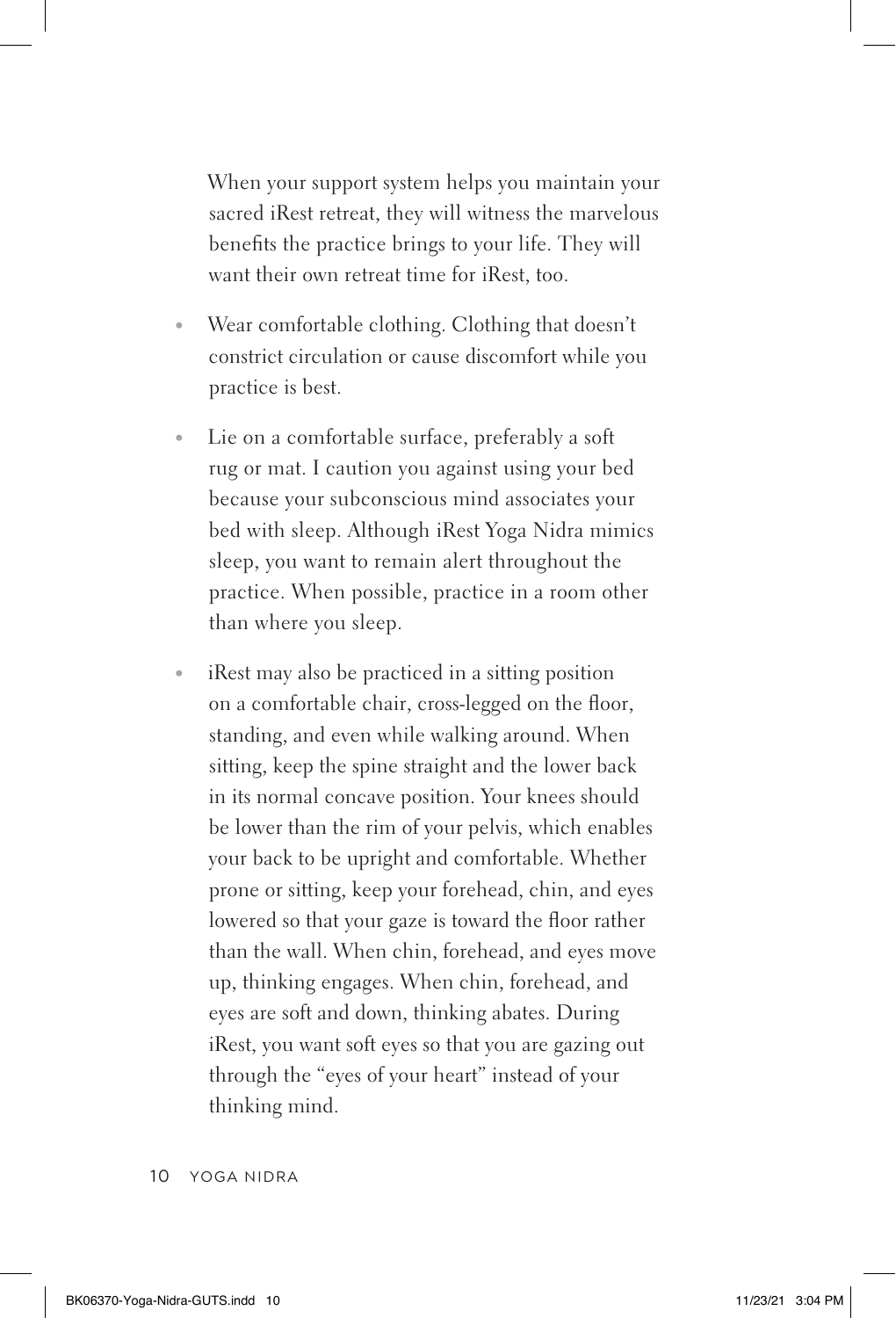When your support system helps you maintain your sacred iRest retreat, they will witness the marvelous benefits the practice brings to your life. They will want their own retreat time for iRest, too.

- Wear comfortable clothing. Clothing that doesn't constrict circulation or cause discomfort while you practice is best.
- Lie on a comfortable surface, preferably a soft rug or mat. I caution you against using your bed because your subconscious mind associates your bed with sleep. Although iRest Yoga Nidra mimics sleep, you want to remain alert throughout the practice. When possible, practice in a room other than where you sleep.
- iRest may also be practiced in a sitting position on a comfortable chair, cross-legged on the floor, standing, and even while walking around. When sitting, keep the spine straight and the lower back in its normal concave position. Your knees should be lower than the rim of your pelvis, which enables your back to be upright and comfortable. Whether prone or sitting, keep your forehead, chin, and eyes lowered so that your gaze is toward the floor rather than the wall. When chin, forehead, and eyes move up, thinking engages. When chin, forehead, and eyes are soft and down, thinking abates. During iRest, you want soft eyes so that you are gazing out through the "eyes of your heart" instead of your thinking mind.